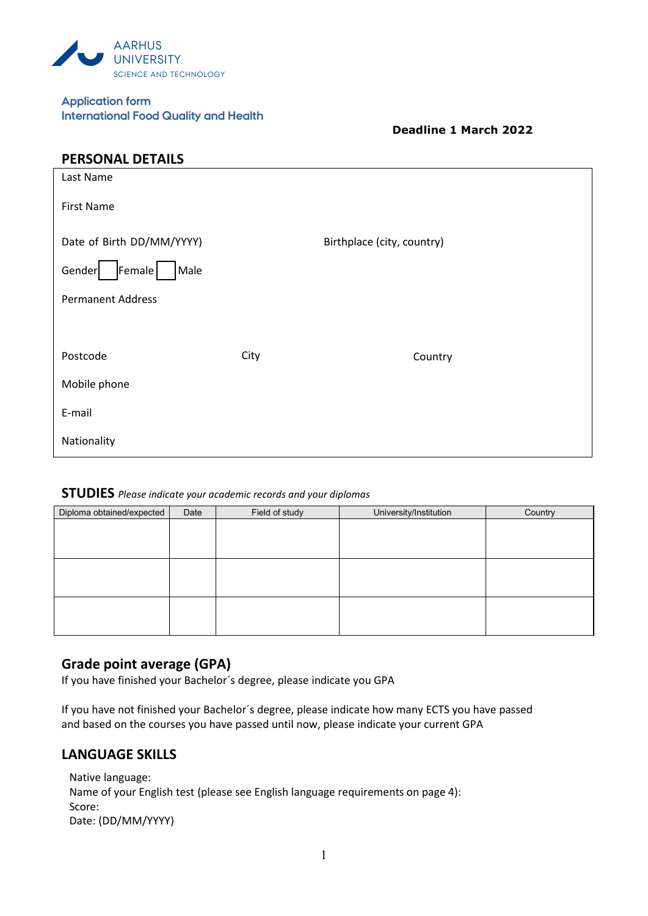AARHUS UNIVERSITY
SCIENCE AND TECHNOLOGY

**Application form**
**International Food Quality and Health**

**Deadline 1 March 2022**

## PERSONAL DETAILS

Last Name

First Name

Date of Birth DD/MM/YYYY) Birthplace (city, country)

Gender ☐ Female ☐ Male

Permanent Address

Postcode City Country

Mobile phone

E-mail

Nationality

## STUDIES *Please indicate your academic records and your diplomas*

| Diploma obtained/expected | Date | Field of study | University/Institution | Country |
|---|---|---|---|---|
| | | | | |
| | | | | |
| | | | | |

## Grade point average (GPA)

If you have finished your Bachelor´s degree, please indicate you GPA

If you have not finished your Bachelor´s degree, please indicate how many ECTS you have passed and based on the courses you have passed until now, please indicate your current GPA

## LANGUAGE SKILLS

Native language:
Name of your English test (please see English language requirements on page 4):
Score:
Date: (DD/MM/YYYY)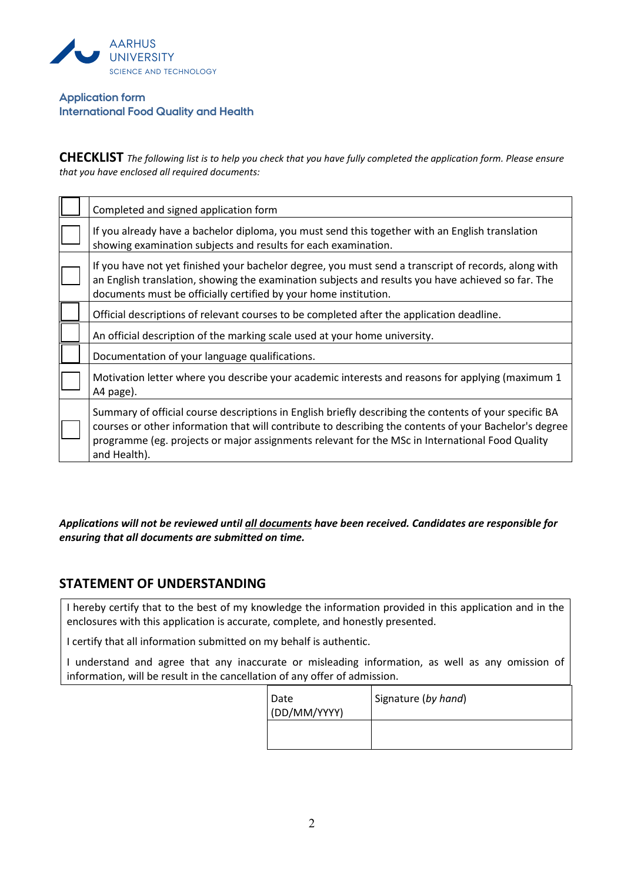AARHUS UNIVERSITY
SCIENCE AND TECHNOLOGY

**Application form**
**International Food Quality and Health**

**CHECKLIST** *The following list is to help you check that you have fully completed the application form. Please ensure that you have enclosed all required documents:*

| | |
|---|---|
| ☐ | Completed and signed application form |
| ☐ | If you already have a bachelor diploma, you must send this together with an English translation showing examination subjects and results for each examination. |
| ☐ | If you have not yet finished your bachelor degree, you must send a transcript of records, along with an English translation, showing the examination subjects and results you have achieved so far. The documents must be officially certified by your home institution. |
| ☐ | Official descriptions of relevant courses to be completed after the application deadline. |
| ☐ | An official description of the marking scale used at your home university. |
| ☐ | Documentation of your language qualifications. |
| ☐ | Motivation letter where you describe your academic interests and reasons for applying (maximum 1 A4 page). |
| ☐ | Summary of official course descriptions in English briefly describing the contents of your specific BA courses or other information that will contribute to describing the contents of your Bachelor's degree programme (eg. projects or major assignments relevant for the MSc in International Food Quality and Health). |

***Applications will not be reviewed until <u>all documents</u> have been received. Candidates are responsible for ensuring that all documents are submitted on time.***

## STATEMENT OF UNDERSTANDING

I hereby certify that to the best of my knowledge the information provided in this application and in the enclosures with this application is accurate, complete, and honestly presented.

I certify that all information submitted on my behalf is authentic.

I understand and agree that any inaccurate or misleading information, as well as any omission of information, will be result in the cancellation of any offer of admission.

| Date (DD/MM/YYYY) | Signature (*by hand*) |
|---|---|
| | |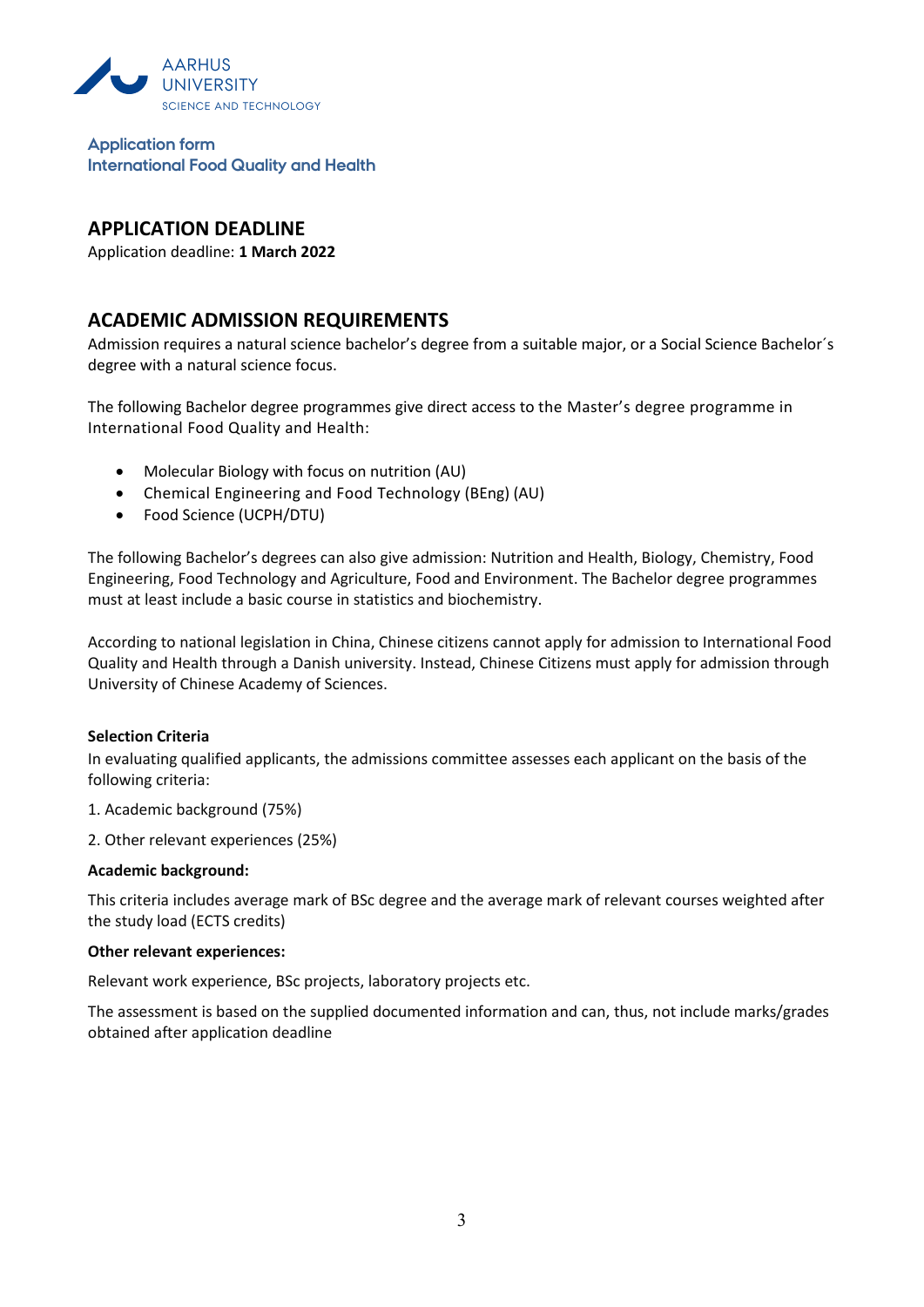Application form
International Food Quality and Health

## APPLICATION DEADLINE

Application deadline: **1 March 2022**

## ACADEMIC ADMISSION REQUIREMENTS

Admission requires a natural science bachelor's degree from a suitable major, or a Social Science Bachelor´s degree with a natural science focus.

The following Bachelor degree programmes give direct access to the Master's degree programme in International Food Quality and Health:

- Molecular Biology with focus on nutrition (AU)
- Chemical Engineering and Food Technology (BEng) (AU)
- Food Science (UCPH/DTU)

The following Bachelor's degrees can also give admission: Nutrition and Health, Biology, Chemistry, Food Engineering, Food Technology and Agriculture, Food and Environment. The Bachelor degree programmes must at least include a basic course in statistics and biochemistry.

According to national legislation in China, Chinese citizens cannot apply for admission to International Food Quality and Health through a Danish university. Instead, Chinese Citizens must apply for admission through University of Chinese Academy of Sciences.

**Selection Criteria**

In evaluating qualified applicants, the admissions committee assesses each applicant on the basis of the following criteria:

1. Academic background (75%)
2. Other relevant experiences (25%)

**Academic background:**

This criteria includes average mark of BSc degree and the average mark of relevant courses weighted after the study load (ECTS credits)

**Other relevant experiences:**

Relevant work experience, BSc projects, laboratory projects etc.

The assessment is based on the supplied documented information and can, thus, not include marks/grades obtained after application deadline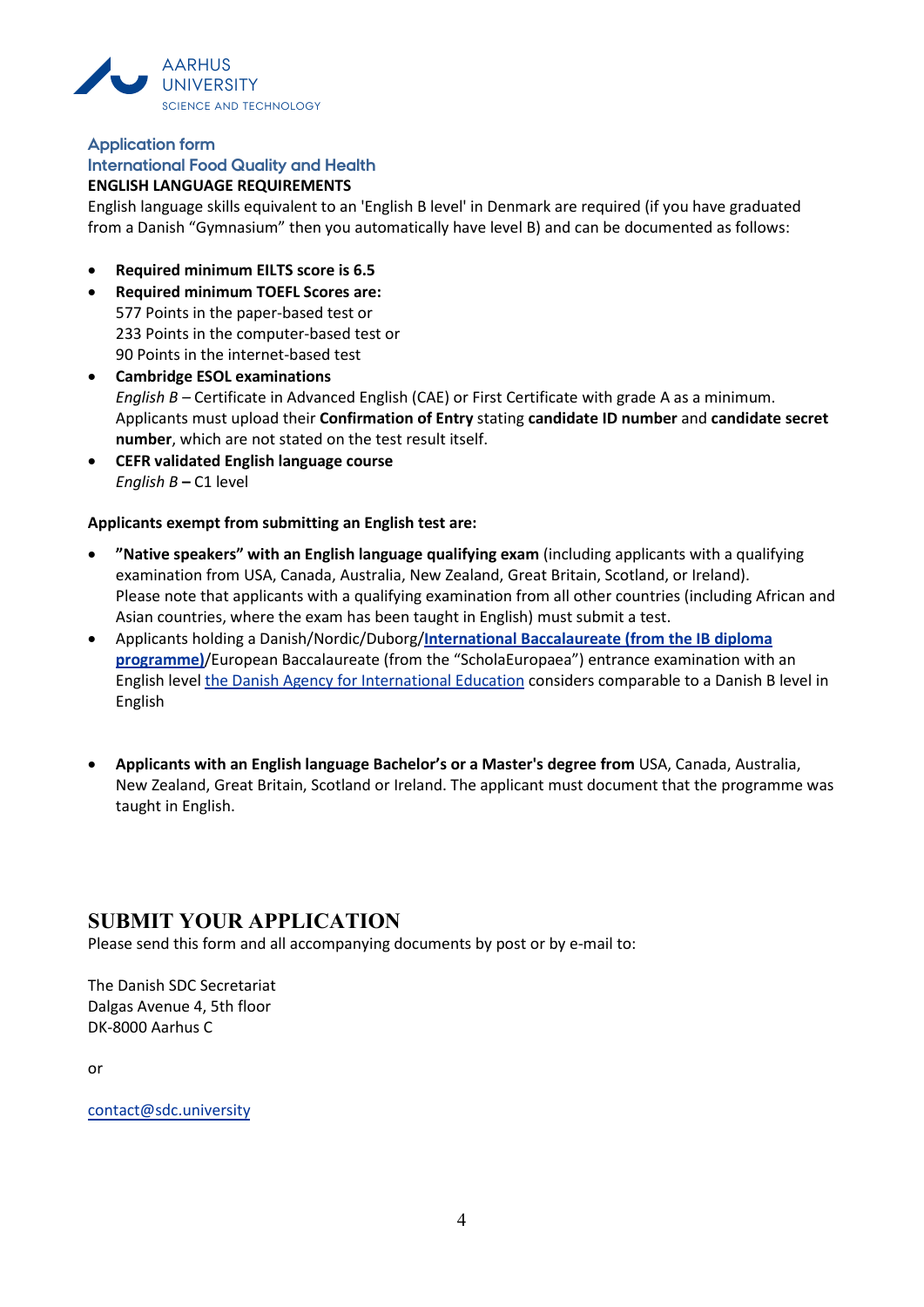AARHUS UNIVERSITY
SCIENCE AND TECHNOLOGY

## Application form
## International Food Quality and Health

**ENGLISH LANGUAGE REQUIREMENTS**

English language skills equivalent to an 'English B level' in Denmark are required (if you have graduated from a Danish "Gymnasium" then you automatically have level B) and can be documented as follows:

- **Required minimum EILTS score is 6.5**
- **Required minimum TOEFL Scores are:**
  577 Points in the paper-based test or
  233 Points in the computer-based test or
  90 Points in the internet-based test
- **Cambridge ESOL examinations**
  *English B* – Certificate in Advanced English (CAE) or First Certificate with grade A as a minimum. Applicants must upload their **Confirmation of Entry** stating **candidate ID number** and **candidate secret number**, which are not stated on the test result itself.
- **CEFR validated English language course**
  *English B* **–** C1 level

**Applicants exempt from submitting an English test are:**

- **"Native speakers" with an English language qualifying exam** (including applicants with a qualifying examination from USA, Canada, Australia, New Zealand, Great Britain, Scotland, or Ireland). Please note that applicants with a qualifying examination from all other countries (including African and Asian countries, where the exam has been taught in English) must submit a test.
- Applicants holding a Danish/Nordic/Duborg/**International Baccalaureate (from the IB diploma programme)**/European Baccalaureate (from the "ScholaEuropaea") entrance examination with an English level the Danish Agency for International Education considers comparable to a Danish B level in English
- **Applicants with an English language Bachelor's or a Master's degree from** USA, Canada, Australia, New Zealand, Great Britain, Scotland or Ireland. The applicant must document that the programme was taught in English.

## SUBMIT YOUR APPLICATION

Please send this form and all accompanying documents by post or by e-mail to:

The Danish SDC Secretariat
Dalgas Avenue 4, 5th floor
DK-8000 Aarhus C

or

contact@sdc.university